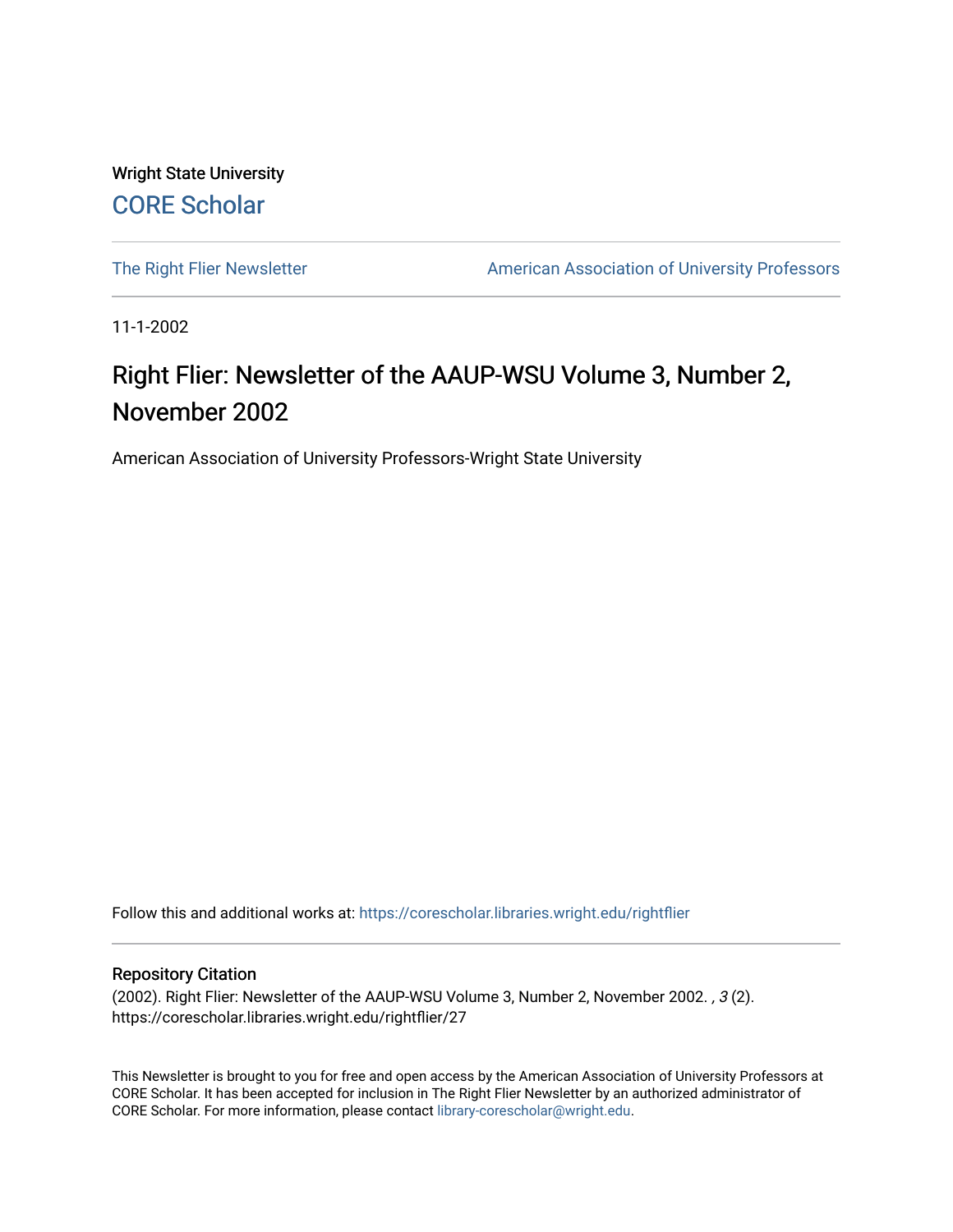Wright State University

CORE Scholar

The Right Flier Newsletter

American Association of University Professors

11-1-2002

# Right Flier: Newsletter of the AAUP-WSU Volume 3, Number 2, November 2002

American Association of University Professors-Wright State University

Follow this and additional works at: https://corescholar.libraries.wright.edu/rightflier

## Repository Citation

(2002). Right Flier: Newsletter of the AAUP-WSU Volume 3, Number 2, November 2002. , *3* (2).
https://corescholar.libraries.wright.edu/rightflier/27

This Newsletter is brought to you for free and open access by the American Association of University Professors at CORE Scholar. It has been accepted for inclusion in The Right Flier Newsletter by an authorized administrator of CORE Scholar. For more information, please contact library-corescholar@wright.edu.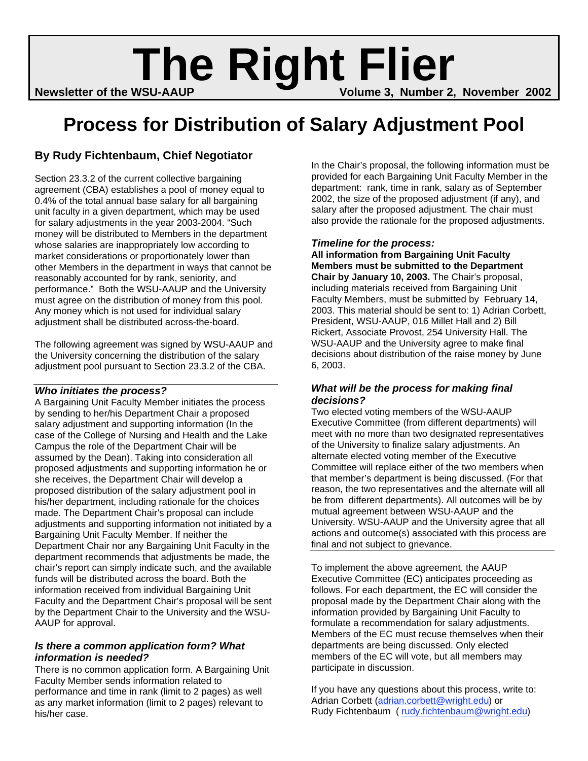# The Right Flier

**Newsletter of the WSU-AAUP** **Volume 3, Number 2, November 2002**

# Process for Distribution of Salary Adjustment Pool

## By Rudy Fichtenbaum, Chief Negotiator

Section 23.3.2 of the current collective bargaining agreement (CBA) establishes a pool of money equal to 0.4% of the total annual base salary for all bargaining unit faculty in a given department, which may be used for salary adjustments in the year 2003-2004. "Such money will be distributed to Members in the department whose salaries are inappropriately low according to market considerations or proportionately lower than other Members in the department in ways that cannot be reasonably accounted for by rank, seniority, and performance." Both the WSU-AAUP and the University must agree on the distribution of money from this pool. Any money which is not used for individual salary adjustment shall be distributed across-the-board.

The following agreement was signed by WSU-AAUP and the University concerning the distribution of the salary adjustment pool pursuant to Section 23.3.2 of the CBA.

---

***Who initiates the process?***

A Bargaining Unit Faculty Member initiates the process by sending to her/his Department Chair a proposed salary adjustment and supporting information (In the case of the College of Nursing and Health and the Lake Campus the role of the Department Chair will be assumed by the Dean). Taking into consideration all proposed adjustments and supporting information he or she receives, the Department Chair will develop a proposed distribution of the salary adjustment pool in his/her department, including rationale for the choices made. The Department Chair's proposal can include adjustments and supporting information not initiated by a Bargaining Unit Faculty Member. If neither the Department Chair nor any Bargaining Unit Faculty in the department recommends that adjustments be made, the chair's report can simply indicate such, and the available funds will be distributed across the board. Both the information received from individual Bargaining Unit Faculty and the Department Chair's proposal will be sent by the Department Chair to the University and the WSU-AAUP for approval.

***Is there a common application form? What information is needed?***

There is no common application form. A Bargaining Unit Faculty Member sends information related to performance and time in rank (limit to 2 pages) as well as any market information (limit to 2 pages) relevant to his/her case.

In the Chair's proposal, the following information must be provided for each Bargaining Unit Faculty Member in the department: rank, time in rank, salary as of September 2002, the size of the proposed adjustment (if any), and salary after the proposed adjustment. The chair must also provide the rationale for the proposed adjustments.

***Timeline for the process:***

**All information from Bargaining Unit Faculty Members must be submitted to the Department Chair by January 10, 2003.** The Chair's proposal, including materials received from Bargaining Unit Faculty Members, must be submitted by February 14, 2003. This material should be sent to: 1) Adrian Corbett, President, WSU-AAUP, 016 Millet Hall and 2) Bill Rickert, Associate Provost, 254 University Hall. The WSU-AAUP and the University agree to make final decisions about distribution of the raise money by June 6, 2003.

***What will be the process for making final decisions?***

Two elected voting members of the WSU-AAUP Executive Committee (from different departments) will meet with no more than two designated representatives of the University to finalize salary adjustments. An alternate elected voting member of the Executive Committee will replace either of the two members when that member's department is being discussed. (For that reason, the two representatives and the alternate will all be from different departments). All outcomes will be by mutual agreement between WSU-AAUP and the University. WSU-AAUP and the University agree that all actions and outcome(s) associated with this process are final and not subject to grievance.

---

To implement the above agreement, the AAUP Executive Committee (EC) anticipates proceeding as follows. For each department, the EC will consider the proposal made by the Department Chair along with the information provided by Bargaining Unit Faculty to formulate a recommendation for salary adjustments. Members of the EC must recuse themselves when their departments are being discussed. Only elected members of the EC will vote, but all members may participate in discussion.

If you have any questions about this process, write to:
Adrian Corbett (adrian.corbett@wright.edu) or
Rudy Fichtenbaum ( rudy.fichtenbaum@wright.edu)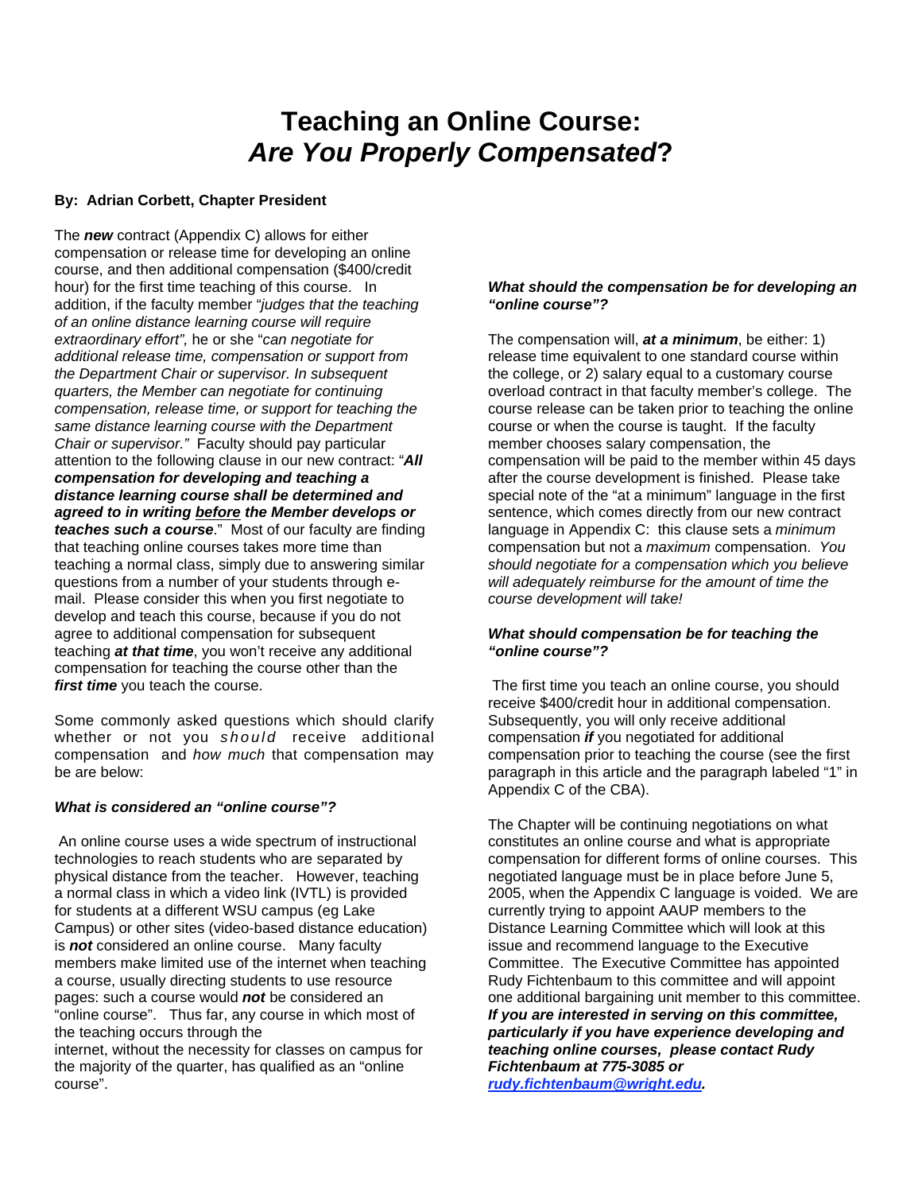# Teaching an Online Course: *Are You Properly Compensated*?

**By: Adrian Corbett, Chapter President**

The ***new*** contract (Appendix C) allows for either compensation or release time for developing an online course, and then additional compensation ($400/credit hour) for the first time teaching of this course. In addition, if the faculty member "*judges that the teaching of an online distance learning course will require extraordinary effort",* he or she "*can negotiate for additional release time, compensation or support from the Department Chair or supervisor. In subsequent quarters, the Member can negotiate for continuing compensation, release time, or support for teaching the same distance learning course with the Department Chair or supervisor."* Faculty should pay particular attention to the following clause in our new contract: "***All compensation for developing and teaching a distance learning course shall be determined and agreed to in writing before the Member develops or teaches such a course***." Most of our faculty are finding that teaching online courses takes more time than teaching a normal class, simply due to answering similar questions from a number of your students through e-mail. Please consider this when you first negotiate to develop and teach this course, because if you do not agree to additional compensation for subsequent teaching ***at that time***, you won't receive any additional compensation for teaching the course other than the ***first time*** you teach the course.

Some commonly asked questions which should clarify whether or not you *should* receive additional compensation and *how much* that compensation may be are below:

***What is considered an "online course"?***

An online course uses a wide spectrum of instructional technologies to reach students who are separated by physical distance from the teacher. However, teaching a normal class in which a video link (IVTL) is provided for students at a different WSU campus (eg Lake Campus) or other sites (video-based distance education) is ***not*** considered an online course. Many faculty members make limited use of the internet when teaching a course, usually directing students to use resource pages: such a course would ***not*** be considered an "online course". Thus far, any course in which most of the teaching occurs through the internet, without the necessity for classes on campus for the majority of the quarter, has qualified as an "online course".

***What should the compensation be for developing an "online course"?***

The compensation will, ***at a minimum***, be either: 1) release time equivalent to one standard course within the college, or 2) salary equal to a customary course overload contract in that faculty member's college. The course release can be taken prior to teaching the online course or when the course is taught. If the faculty member chooses salary compensation, the compensation will be paid to the member within 45 days after the course development is finished. Please take special note of the "at a minimum" language in the first sentence, which comes directly from our new contract language in Appendix C: this clause sets a *minimum* compensation but not a *maximum* compensation. *You should negotiate for a compensation which you believe will adequately reimburse for the amount of time the course development will take!*

***What should compensation be for teaching the "online course"?***

The first time you teach an online course, you should receive $400/credit hour in additional compensation. Subsequently, you will only receive additional compensation ***if*** you negotiated for additional compensation prior to teaching the course (see the first paragraph in this article and the paragraph labeled "1" in Appendix C of the CBA).

The Chapter will be continuing negotiations on what constitutes an online course and what is appropriate compensation for different forms of online courses. This negotiated language must be in place before June 5, 2005, when the Appendix C language is voided. We are currently trying to appoint AAUP members to the Distance Learning Committee which will look at this issue and recommend language to the Executive Committee. The Executive Committee has appointed Rudy Fichtenbaum to this committee and will appoint one additional bargaining unit member to this committee. ***If you are interested in serving on this committee, particularly if you have experience developing and teaching online courses, please contact Rudy Fichtenbaum at 775-3085 or rudy.fichtenbaum@wright.edu.***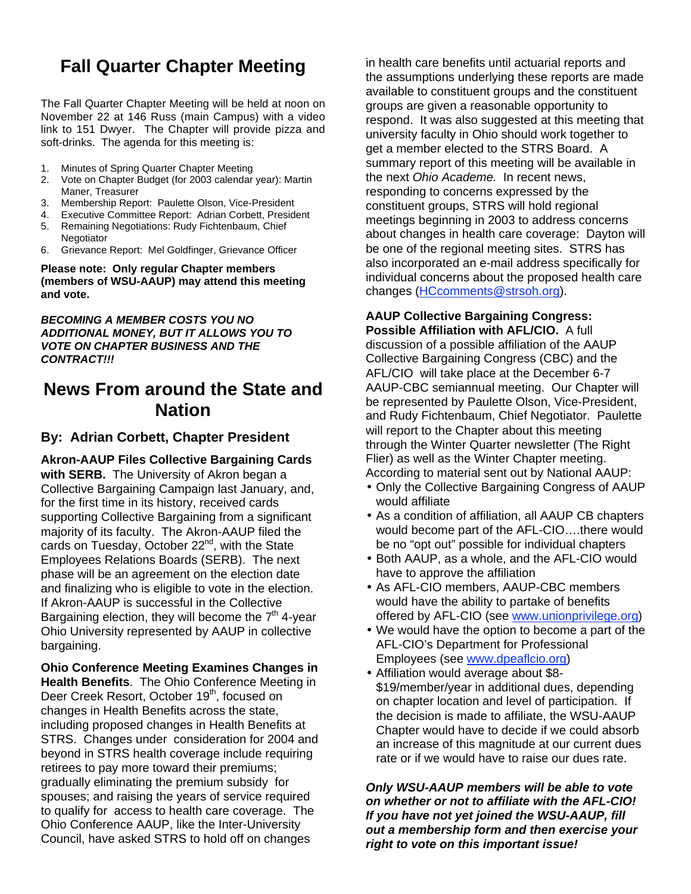## Fall Quarter Chapter Meeting

The Fall Quarter Chapter Meeting will be held at noon on November 22 at 146 Russ (main Campus) with a video link to 151 Dwyer. The Chapter will provide pizza and soft-drinks. The agenda for this meeting is:

1. Minutes of Spring Quarter Chapter Meeting
2. Vote on Chapter Budget (for 2003 calendar year): Martin Maner, Treasurer
3. Membership Report: Paulette Olson, Vice-President
4. Executive Committee Report: Adrian Corbett, President
5. Remaining Negotiations: Rudy Fichtenbaum, Chief Negotiator
6. Grievance Report: Mel Goldfinger, Grievance Officer

**Please note: Only regular Chapter members (members of WSU-AAUP) may attend this meeting and vote.**

***BECOMING A MEMBER COSTS YOU NO ADDITIONAL MONEY, BUT IT ALLOWS YOU TO VOTE ON CHAPTER BUSINESS AND THE CONTRACT!!!***

## News From around the State and Nation

### By: Adrian Corbett, Chapter President

**Akron-AAUP Files Collective Bargaining Cards with SERB.** The University of Akron began a Collective Bargaining Campaign last January, and, for the first time in its history, received cards supporting Collective Bargaining from a significant majority of its faculty. The Akron-AAUP filed the cards on Tuesday, October 22nd, with the State Employees Relations Boards (SERB). The next phase will be an agreement on the election date and finalizing who is eligible to vote in the election. If Akron-AAUP is successful in the Collective Bargaining election, they will become the 7th 4-year Ohio University represented by AAUP in collective bargaining.

**Ohio Conference Meeting Examines Changes in Health Benefits**. The Ohio Conference Meeting in Deer Creek Resort, October 19th, focused on changes in Health Benefits across the state, including proposed changes in Health Benefits at STRS. Changes under consideration for 2004 and beyond in STRS health coverage include requiring retirees to pay more toward their premiums; gradually eliminating the premium subsidy for spouses; and raising the years of service required to qualify for access to health care coverage. The Ohio Conference AAUP, like the Inter-University Council, have asked STRS to hold off on changes in health care benefits until actuarial reports and the assumptions underlying these reports are made available to constituent groups and the constituent groups are given a reasonable opportunity to respond. It was also suggested at this meeting that university faculty in Ohio should work together to get a member elected to the STRS Board. A summary report of this meeting will be available in the next *Ohio Academe.* In recent news, responding to concerns expressed by the constituent groups, STRS will hold regional meetings beginning in 2003 to address concerns about changes in health care coverage: Dayton will be one of the regional meeting sites. STRS has also incorporated an e-mail address specifically for individual concerns about the proposed health care changes (HCcomments@strsoh.org).

**AAUP Collective Bargaining Congress: Possible Affiliation with AFL/CIO.** A full discussion of a possible affiliation of the AAUP Collective Bargaining Congress (CBC) and the AFL/CIO will take place at the December 6-7 AAUP-CBC semiannual meeting. Our Chapter will be represented by Paulette Olson, Vice-President, and Rudy Fichtenbaum, Chief Negotiator. Paulette will report to the Chapter about this meeting through the Winter Quarter newsletter (The Right Flier) as well as the Winter Chapter meeting. According to material sent out by National AAUP:

- Only the Collective Bargaining Congress of AAUP would affiliate
- As a condition of affiliation, all AAUP CB chapters would become part of the AFL-CIO….there would be no "opt out" possible for individual chapters
- Both AAUP, as a whole, and the AFL-CIO would have to approve the affiliation
- As AFL-CIO members, AAUP-CBC members would have the ability to partake of benefits offered by AFL-CIO (see www.unionprivilege.org)
- We would have the option to become a part of the AFL-CIO's Department for Professional Employees (see www.dpeaflcio.org)
- Affiliation would average about $8-$19/member/year in additional dues, depending on chapter location and level of participation. If the decision is made to affiliate, the WSU-AAUP Chapter would have to decide if we could absorb an increase of this magnitude at our current dues rate or if we would have to raise our dues rate.

***Only WSU-AAUP members will be able to vote on whether or not to affiliate with the AFL-CIO! If you have not yet joined the WSU-AAUP, fill out a membership form and then exercise your right to vote on this important issue!***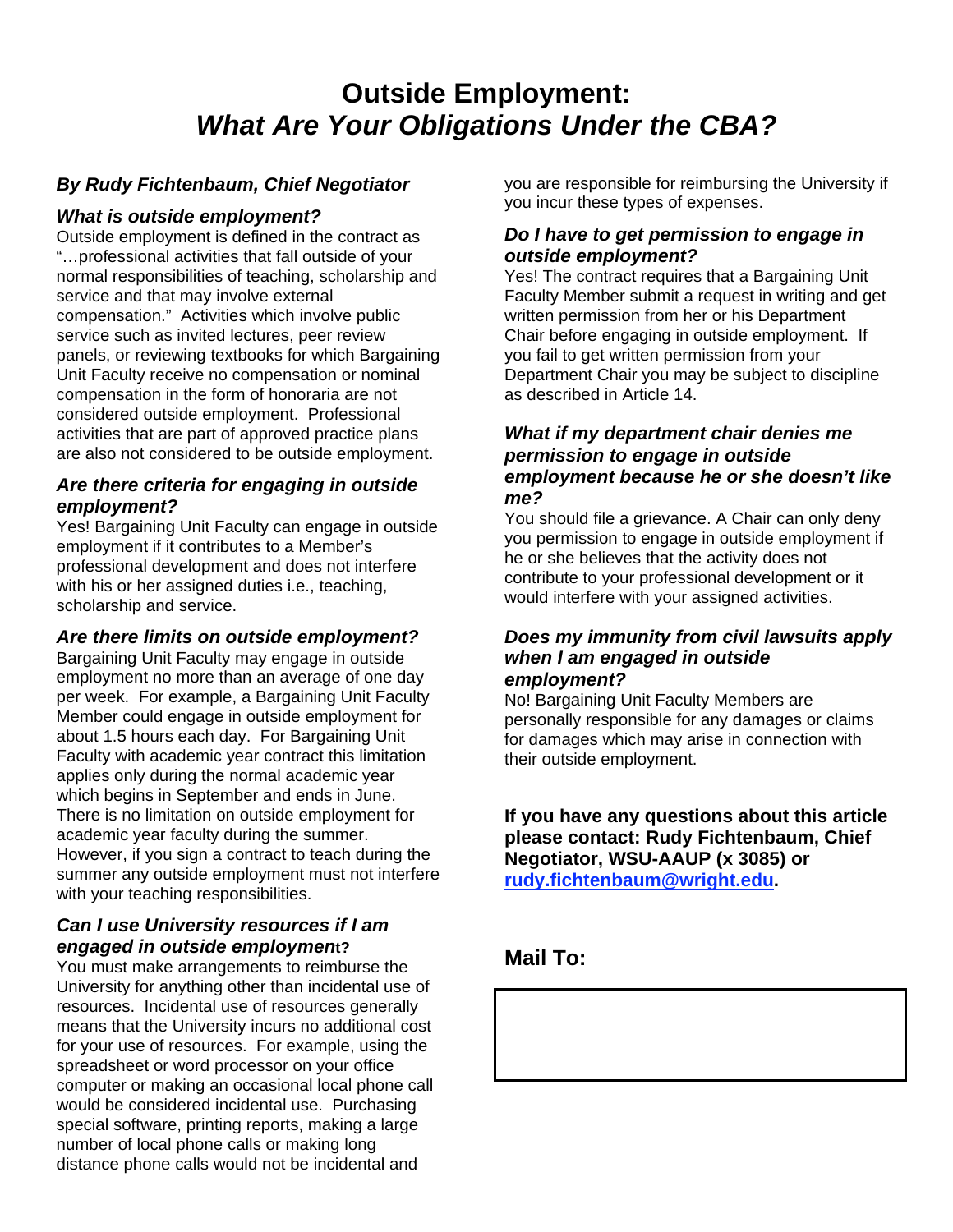# Outside Employment:
# *What Are Your Obligations Under the CBA?*

***By Rudy Fichtenbaum, Chief Negotiator***

### *What is outside employment?*

Outside employment is defined in the contract as "…professional activities that fall outside of your normal responsibilities of teaching, scholarship and service and that may involve external compensation." Activities which involve public service such as invited lectures, peer review panels, or reviewing textbooks for which Bargaining Unit Faculty receive no compensation or nominal compensation in the form of honoraria are not considered outside employment. Professional activities that are part of approved practice plans are also not considered to be outside employment.

### *Are there criteria for engaging in outside employment?*

Yes! Bargaining Unit Faculty can engage in outside employment if it contributes to a Member's professional development and does not interfere with his or her assigned duties i.e., teaching, scholarship and service.

### *Are there limits on outside employment?*

Bargaining Unit Faculty may engage in outside employment no more than an average of one day per week. For example, a Bargaining Unit Faculty Member could engage in outside employment for about 1.5 hours each day. For Bargaining Unit Faculty with academic year contract this limitation applies only during the normal academic year which begins in September and ends in June. There is no limitation on outside employment for academic year faculty during the summer. However, if you sign a contract to teach during the summer any outside employment must not interfere with your teaching responsibilities.

### *Can I use University resources if I am engaged in outside employment?*

You must make arrangements to reimburse the University for anything other than incidental use of resources. Incidental use of resources generally means that the University incurs no additional cost for your use of resources. For example, using the spreadsheet or word processor on your office computer or making an occasional local phone call would be considered incidental use. Purchasing special software, printing reports, making a large number of local phone calls or making long distance phone calls would not be incidental and you are responsible for reimbursing the University if you incur these types of expenses.

### *Do I have to get permission to engage in outside employment?*

Yes! The contract requires that a Bargaining Unit Faculty Member submit a request in writing and get written permission from her or his Department Chair before engaging in outside employment. If you fail to get written permission from your Department Chair you may be subject to discipline as described in Article 14.

### *What if my department chair denies me permission to engage in outside employment because he or she doesn't like me?*

You should file a grievance. A Chair can only deny you permission to engage in outside employment if he or she believes that the activity does not contribute to your professional development or it would interfere with your assigned activities.

### *Does my immunity from civil lawsuits apply when I am engaged in outside employment?*

No! Bargaining Unit Faculty Members are personally responsible for any damages or claims for damages which may arise in connection with their outside employment.

**If you have any questions about this article please contact: Rudy Fichtenbaum, Chief Negotiator, WSU-AAUP (x 3085) or rudy.fichtenbaum@wright.edu.**

## Mail To: